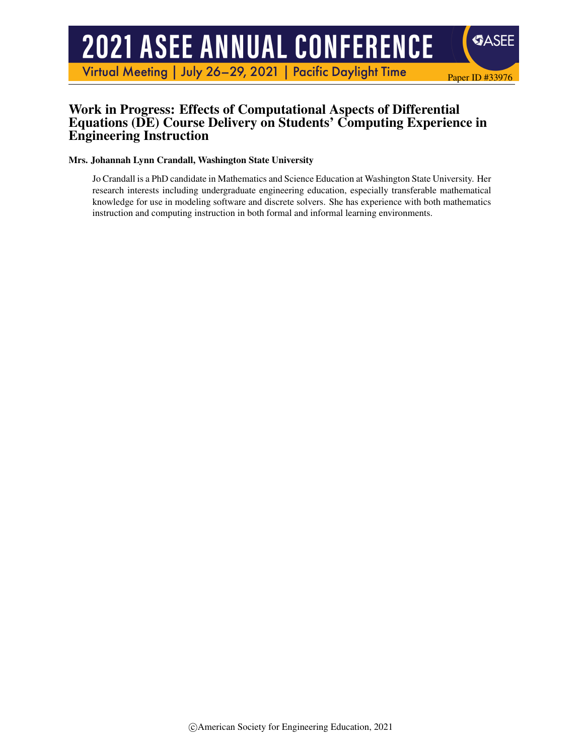# Work in Progress: Effects of Computational Aspects of Differential Equations (DE) Course Delivery on Students' Computing Experience in Engineering Instruction

**Mrs. Johannah Lynn Crandall, Washington State University**

Jo Crandall is a PhD candidate in Mathematics and Science Education at Washington State University. Her research interests including undergraduate engineering education, especially transferable mathematical knowledge for use in modeling software and discrete solvers. She has experience with both mathematics instruction and computing instruction in both formal and informal learning environments.

©American Society for Engineering Education, 2021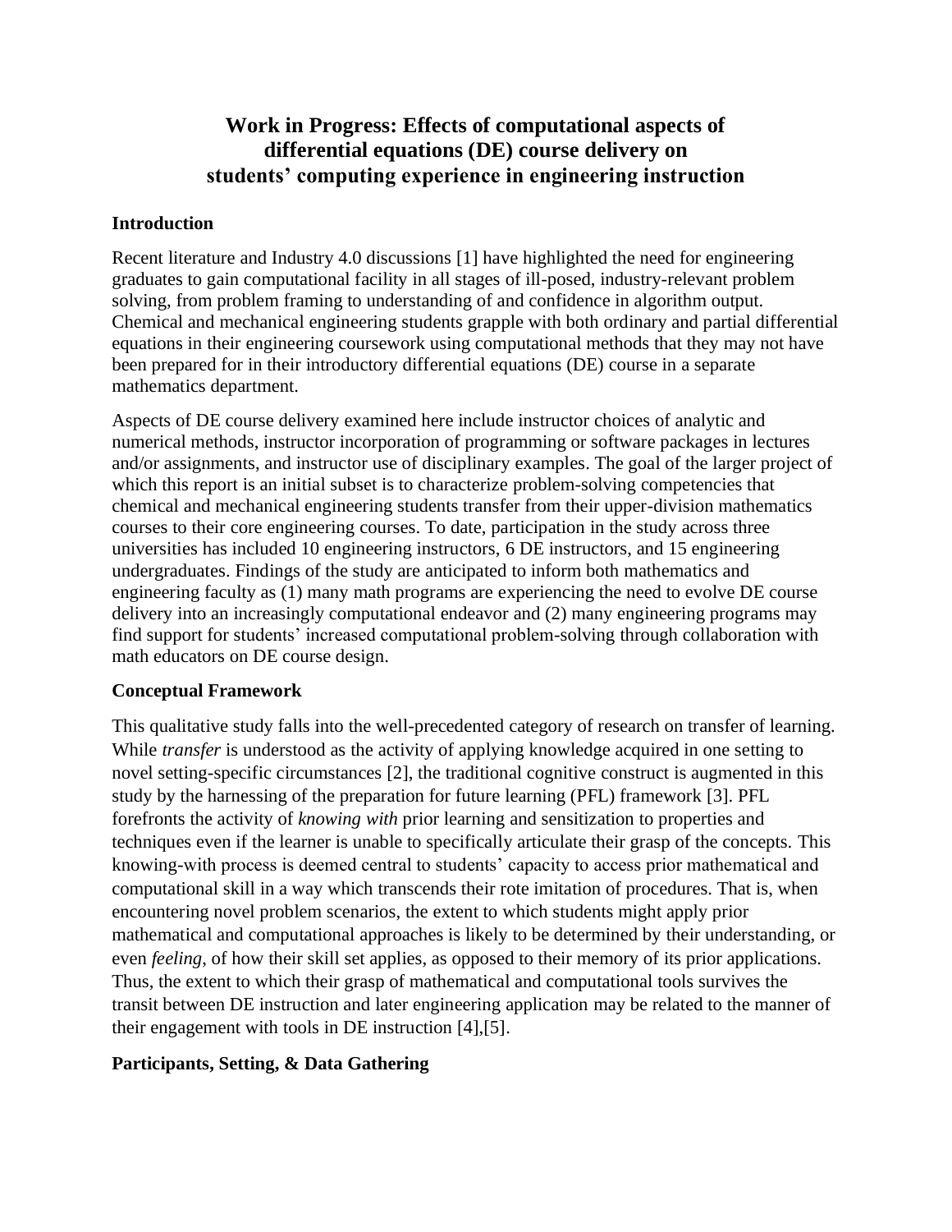# Work in Progress: Effects of computational aspects of differential equations (DE) course delivery on students' computing experience in engineering instruction

## Introduction

Recent literature and Industry 4.0 discussions [1] have highlighted the need for engineering graduates to gain computational facility in all stages of ill-posed, industry-relevant problem solving, from problem framing to understanding of and confidence in algorithm output. Chemical and mechanical engineering students grapple with both ordinary and partial differential equations in their engineering coursework using computational methods that they may not have been prepared for in their introductory differential equations (DE) course in a separate mathematics department.

Aspects of DE course delivery examined here include instructor choices of analytic and numerical methods, instructor incorporation of programming or software packages in lectures and/or assignments, and instructor use of disciplinary examples. The goal of the larger project of which this report is an initial subset is to characterize problem-solving competencies that chemical and mechanical engineering students transfer from their upper-division mathematics courses to their core engineering courses. To date, participation in the study across three universities has included 10 engineering instructors, 6 DE instructors, and 15 engineering undergraduates. Findings of the study are anticipated to inform both mathematics and engineering faculty as (1) many math programs are experiencing the need to evolve DE course delivery into an increasingly computational endeavor and (2) many engineering programs may find support for students' increased computational problem-solving through collaboration with math educators on DE course design.

## Conceptual Framework

This qualitative study falls into the well-precedented category of research on transfer of learning. While *transfer* is understood as the activity of applying knowledge acquired in one setting to novel setting-specific circumstances [2], the traditional cognitive construct is augmented in this study by the harnessing of the preparation for future learning (PFL) framework [3]. PFL forefronts the activity of *knowing with* prior learning and sensitization to properties and techniques even if the learner is unable to specifically articulate their grasp of the concepts. This knowing-with process is deemed central to students' capacity to access prior mathematical and computational skill in a way which transcends their rote imitation of procedures. That is, when encountering novel problem scenarios, the extent to which students might apply prior mathematical and computational approaches is likely to be determined by their understanding, or even *feeling*, of how their skill set applies, as opposed to their memory of its prior applications. Thus, the extent to which their grasp of mathematical and computational tools survives the transit between DE instruction and later engineering application may be related to the manner of their engagement with tools in DE instruction [4],[5].

## Participants, Setting, & Data Gathering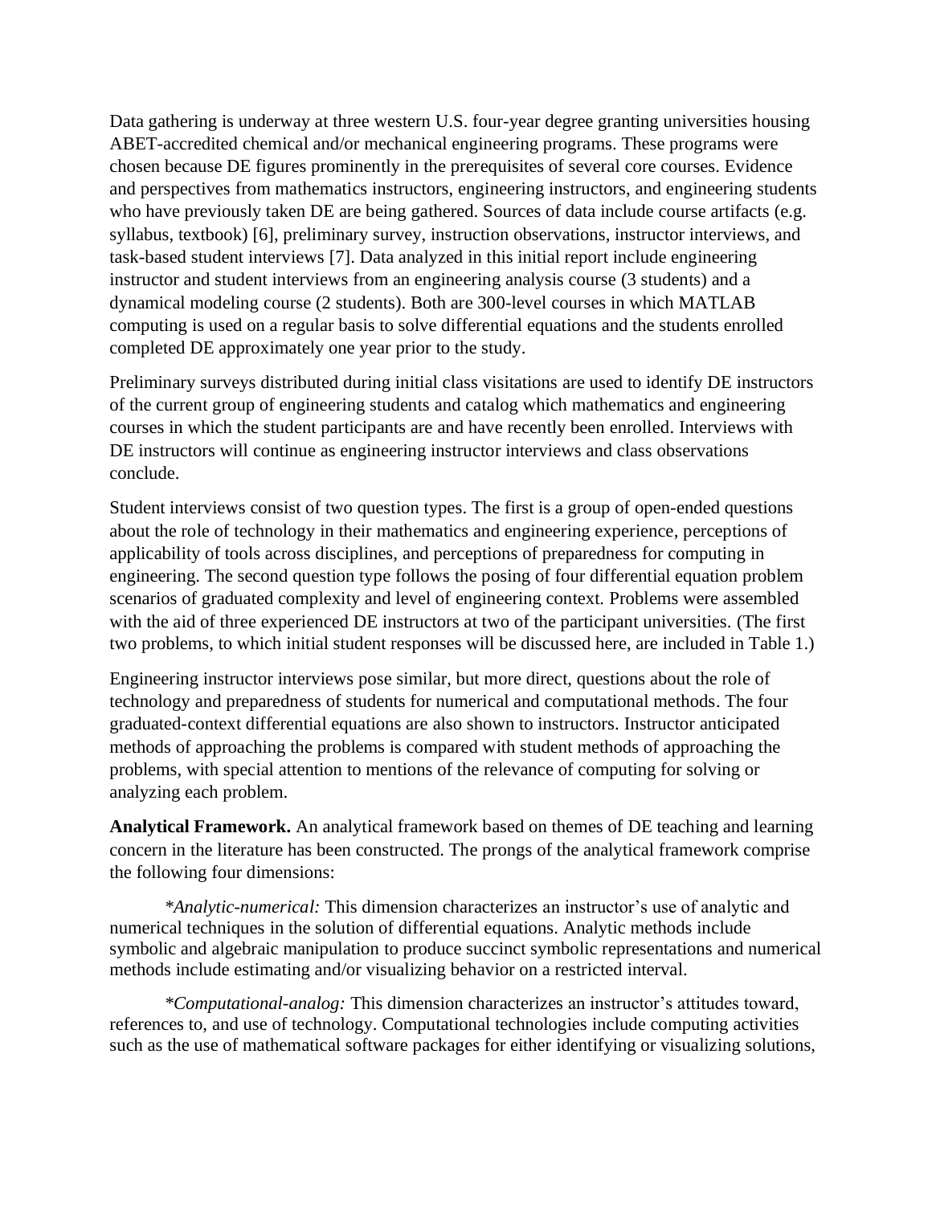Data gathering is underway at three western U.S. four-year degree granting universities housing ABET-accredited chemical and/or mechanical engineering programs. These programs were chosen because DE figures prominently in the prerequisites of several core courses. Evidence and perspectives from mathematics instructors, engineering instructors, and engineering students who have previously taken DE are being gathered. Sources of data include course artifacts (e.g. syllabus, textbook) [6], preliminary survey, instruction observations, instructor interviews, and task-based student interviews [7]. Data analyzed in this initial report include engineering instructor and student interviews from an engineering analysis course (3 students) and a dynamical modeling course (2 students). Both are 300-level courses in which MATLAB computing is used on a regular basis to solve differential equations and the students enrolled completed DE approximately one year prior to the study.

Preliminary surveys distributed during initial class visitations are used to identify DE instructors of the current group of engineering students and catalog which mathematics and engineering courses in which the student participants are and have recently been enrolled. Interviews with DE instructors will continue as engineering instructor interviews and class observations conclude.

Student interviews consist of two question types. The first is a group of open-ended questions about the role of technology in their mathematics and engineering experience, perceptions of applicability of tools across disciplines, and perceptions of preparedness for computing in engineering. The second question type follows the posing of four differential equation problem scenarios of graduated complexity and level of engineering context. Problems were assembled with the aid of three experienced DE instructors at two of the participant universities. (The first two problems, to which initial student responses will be discussed here, are included in Table 1.)

Engineering instructor interviews pose similar, but more direct, questions about the role of technology and preparedness of students for numerical and computational methods. The four graduated-context differential equations are also shown to instructors. Instructor anticipated methods of approaching the problems is compared with student methods of approaching the problems, with special attention to mentions of the relevance of computing for solving or analyzing each problem.

**Analytical Framework.** An analytical framework based on themes of DE teaching and learning concern in the literature has been constructed. The prongs of the analytical framework comprise the following four dimensions:

*Analytic-numerical:* This dimension characterizes an instructor's use of analytic and numerical techniques in the solution of differential equations. Analytic methods include symbolic and algebraic manipulation to produce succinct symbolic representations and numerical methods include estimating and/or visualizing behavior on a restricted interval.

*Computational-analog:* This dimension characterizes an instructor's attitudes toward, references to, and use of technology. Computational technologies include computing activities such as the use of mathematical software packages for either identifying or visualizing solutions,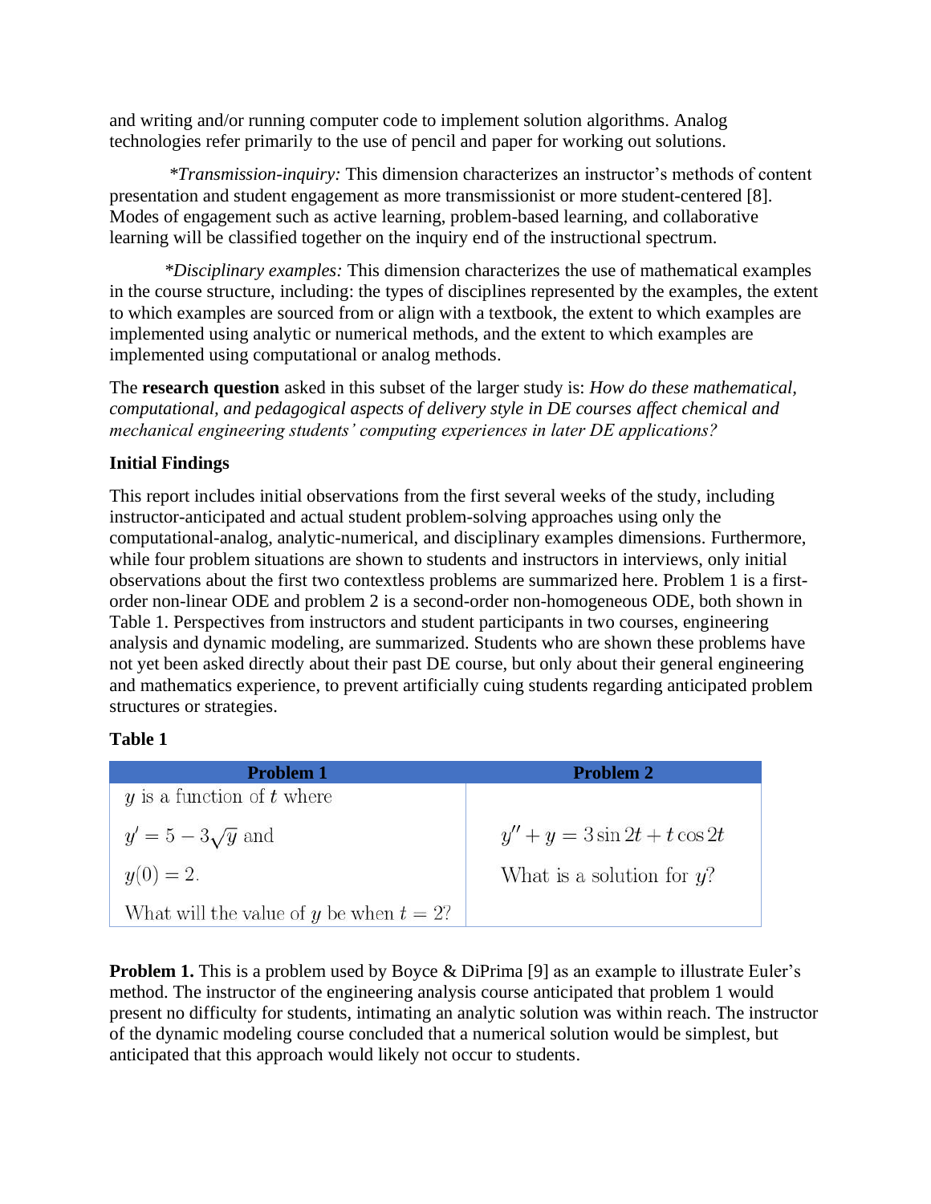and writing and/or running computer code to implement solution algorithms. Analog technologies refer primarily to the use of pencil and paper for working out solutions.

**Transmission-inquiry:* This dimension characterizes an instructor's methods of content presentation and student engagement as more transmissionist or more student-centered [8]. Modes of engagement such as active learning, problem-based learning, and collaborative learning will be classified together on the inquiry end of the instructional spectrum.

**Disciplinary examples:* This dimension characterizes the use of mathematical examples in the course structure, including: the types of disciplines represented by the examples, the extent to which examples are sourced from or align with a textbook, the extent to which examples are implemented using analytic or numerical methods, and the extent to which examples are implemented using computational or analog methods.

The **research question** asked in this subset of the larger study is: *How do these mathematical, computational, and pedagogical aspects of delivery style in DE courses affect chemical and mechanical engineering students' computing experiences in later DE applications?*

**Initial Findings**

This report includes initial observations from the first several weeks of the study, including instructor-anticipated and actual student problem-solving approaches using only the computational-analog, analytic-numerical, and disciplinary examples dimensions. Furthermore, while four problem situations are shown to students and instructors in interviews, only initial observations about the first two contextless problems are summarized here. Problem 1 is a first-order non-linear ODE and problem 2 is a second-order non-homogeneous ODE, both shown in Table 1. Perspectives from instructors and student participants in two courses, engineering analysis and dynamic modeling, are summarized. Students who are shown these problems have not yet been asked directly about their past DE course, but only about their general engineering and mathematics experience, to prevent artificially cuing students regarding anticipated problem structures or strategies.

**Table 1**

| Problem 1 | Problem 2 |
|---|---|
| $y$ is a function of $t$ where<br>$y' = 5 - 3\sqrt{y}$ and<br>$y(0) = 2$.<br>What will the value of $y$ be when $t = 2$? | $y'' + y = 3\sin 2t + t\cos 2t$<br>What is a solution for $y$? |

**Problem 1.** This is a problem used by Boyce & DiPrima [9] as an example to illustrate Euler's method. The instructor of the engineering analysis course anticipated that problem 1 would present no difficulty for students, intimating an analytic solution was within reach. The instructor of the dynamic modeling course concluded that a numerical solution would be simplest, but anticipated that this approach would likely not occur to students.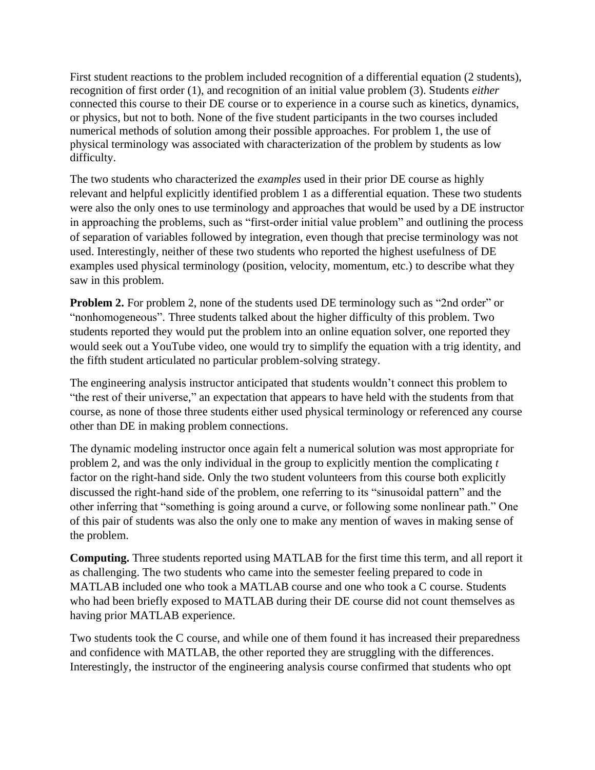First student reactions to the problem included recognition of a differential equation (2 students), recognition of first order (1), and recognition of an initial value problem (3). Students *either* connected this course to their DE course or to experience in a course such as kinetics, dynamics, or physics, but not to both. None of the five student participants in the two courses included numerical methods of solution among their possible approaches. For problem 1, the use of physical terminology was associated with characterization of the problem by students as low difficulty.

The two students who characterized the *examples* used in their prior DE course as highly relevant and helpful explicitly identified problem 1 as a differential equation. These two students were also the only ones to use terminology and approaches that would be used by a DE instructor in approaching the problems, such as "first-order initial value problem" and outlining the process of separation of variables followed by integration, even though that precise terminology was not used. Interestingly, neither of these two students who reported the highest usefulness of DE examples used physical terminology (position, velocity, momentum, etc.) to describe what they saw in this problem.

**Problem 2.** For problem 2, none of the students used DE terminology such as "2nd order" or "nonhomogeneous". Three students talked about the higher difficulty of this problem. Two students reported they would put the problem into an online equation solver, one reported they would seek out a YouTube video, one would try to simplify the equation with a trig identity, and the fifth student articulated no particular problem-solving strategy.

The engineering analysis instructor anticipated that students wouldn't connect this problem to "the rest of their universe," an expectation that appears to have held with the students from that course, as none of those three students either used physical terminology or referenced any course other than DE in making problem connections.

The dynamic modeling instructor once again felt a numerical solution was most appropriate for problem 2, and was the only individual in the group to explicitly mention the complicating $t$ factor on the right-hand side. Only the two student volunteers from this course both explicitly discussed the right-hand side of the problem, one referring to its "sinusoidal pattern" and the other inferring that "something is going around a curve, or following some nonlinear path." One of this pair of students was also the only one to make any mention of waves in making sense of the problem.

**Computing.** Three students reported using MATLAB for the first time this term, and all report it as challenging. The two students who came into the semester feeling prepared to code in MATLAB included one who took a MATLAB course and one who took a C course. Students who had been briefly exposed to MATLAB during their DE course did not count themselves as having prior MATLAB experience.

Two students took the C course, and while one of them found it has increased their preparedness and confidence with MATLAB, the other reported they are struggling with the differences. Interestingly, the instructor of the engineering analysis course confirmed that students who opt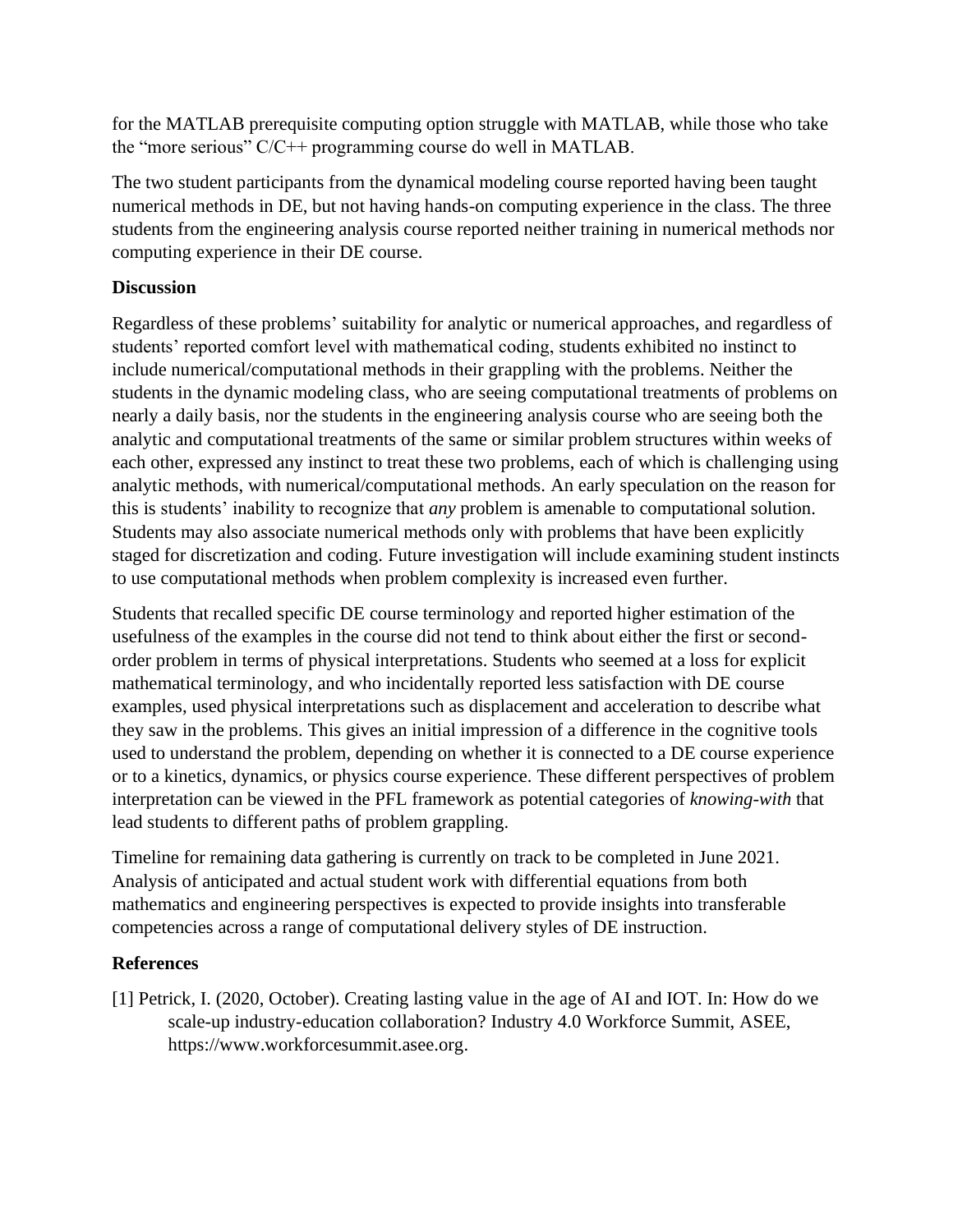for the MATLAB prerequisite computing option struggle with MATLAB, while those who take the "more serious" C/C++ programming course do well in MATLAB.

The two student participants from the dynamical modeling course reported having been taught numerical methods in DE, but not having hands-on computing experience in the class. The three students from the engineering analysis course reported neither training in numerical methods nor computing experience in their DE course.

**Discussion**

Regardless of these problems' suitability for analytic or numerical approaches, and regardless of students' reported comfort level with mathematical coding, students exhibited no instinct to include numerical/computational methods in their grappling with the problems. Neither the students in the dynamic modeling class, who are seeing computational treatments of problems on nearly a daily basis, nor the students in the engineering analysis course who are seeing both the analytic and computational treatments of the same or similar problem structures within weeks of each other, expressed any instinct to treat these two problems, each of which is challenging using analytic methods, with numerical/computational methods. An early speculation on the reason for this is students' inability to recognize that *any* problem is amenable to computational solution. Students may also associate numerical methods only with problems that have been explicitly staged for discretization and coding. Future investigation will include examining student instincts to use computational methods when problem complexity is increased even further.

Students that recalled specific DE course terminology and reported higher estimation of the usefulness of the examples in the course did not tend to think about either the first or second-order problem in terms of physical interpretations. Students who seemed at a loss for explicit mathematical terminology, and who incidentally reported less satisfaction with DE course examples, used physical interpretations such as displacement and acceleration to describe what they saw in the problems. This gives an initial impression of a difference in the cognitive tools used to understand the problem, depending on whether it is connected to a DE course experience or to a kinetics, dynamics, or physics course experience. These different perspectives of problem interpretation can be viewed in the PFL framework as potential categories of *knowing-with* that lead students to different paths of problem grappling.

Timeline for remaining data gathering is currently on track to be completed in June 2021. Analysis of anticipated and actual student work with differential equations from both mathematics and engineering perspectives is expected to provide insights into transferable competencies across a range of computational delivery styles of DE instruction.

**References**

[1] Petrick, I. (2020, October). Creating lasting value in the age of AI and IOT. In: How do we scale-up industry-education collaboration? Industry 4.0 Workforce Summit, ASEE, https://www.workforcesummit.asee.org.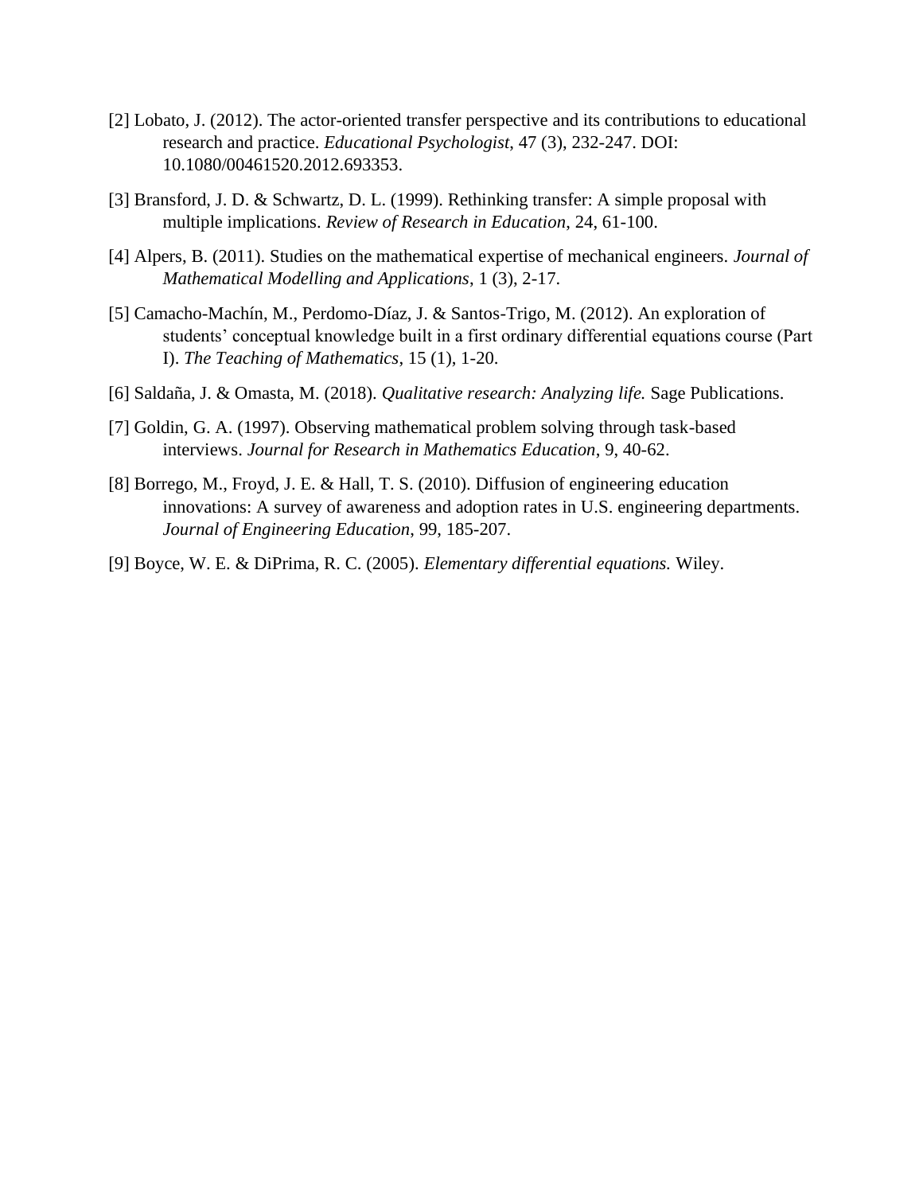[2] Lobato, J. (2012). The actor-oriented transfer perspective and its contributions to educational research and practice. *Educational Psychologist*, 47 (3), 232-247. DOI: 10.1080/00461520.2012.693353.

[3] Bransford, J. D. & Schwartz, D. L. (1999). Rethinking transfer: A simple proposal with multiple implications. *Review of Research in Education*, 24, 61-100.

[4] Alpers, B. (2011). Studies on the mathematical expertise of mechanical engineers. *Journal of Mathematical Modelling and Applications*, 1 (3), 2-17.

[5] Camacho-Machín, M., Perdomo-Díaz, J. & Santos-Trigo, M. (2012). An exploration of students' conceptual knowledge built in a first ordinary differential equations course (Part I). *The Teaching of Mathematics*, 15 (1), 1-20.

[6] Saldaña, J. & Omasta, M. (2018). *Qualitative research: Analyzing life.* Sage Publications.

[7] Goldin, G. A. (1997). Observing mathematical problem solving through task-based interviews. *Journal for Research in Mathematics Education*, 9, 40-62.

[8] Borrego, M., Froyd, J. E. & Hall, T. S. (2010). Diffusion of engineering education innovations: A survey of awareness and adoption rates in U.S. engineering departments. *Journal of Engineering Education*, 99, 185-207.

[9] Boyce, W. E. & DiPrima, R. C. (2005). *Elementary differential equations.* Wiley.